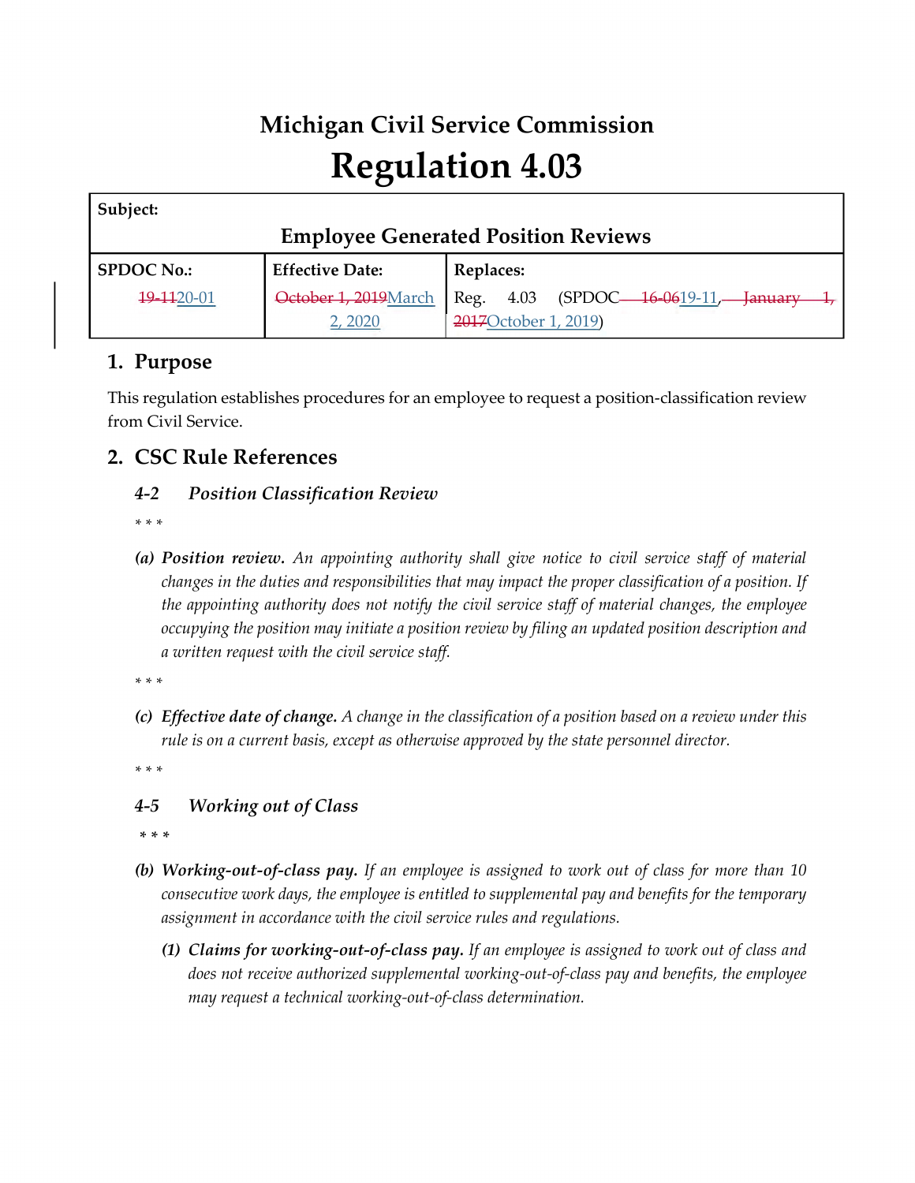# Michigan Civil Service Commission

# Regulation 4.03

| Subject: | | |
|---|---|---|
| **Employee Generated Position Reviews** | | |
| **SPDOC No.:** | **Effective Date:** | **Replaces:** |
| ~~19-11~~20-01 | ~~October 1, 2019~~March 2, 2020 | Reg. 4.03 (SPDOC ~~16-06~~19-11, ~~January 1, 2017~~October 1, 2019) |

## 1. Purpose

This regulation establishes procedures for an employee to request a position-classification review from Civil Service.

## 2. CSC Rule References

### *4-2 Position Classification Review*

\* \* \*

*(a)* ***Position review.*** *An appointing authority shall give notice to civil service staff of material changes in the duties and responsibilities that may impact the proper classification of a position. If the appointing authority does not notify the civil service staff of material changes, the employee occupying the position may initiate a position review by filing an updated position description and a written request with the civil service staff.*

\* \* \*

*(c)* ***Effective date of change.*** *A change in the classification of a position based on a review under this rule is on a current basis, except as otherwise approved by the state personnel director.*

\* \* \*

### *4-5 Working out of Class*

\* \* \*

*(b)* ***Working-out-of-class pay.*** *If an employee is assigned to work out of class for more than 10 consecutive work days, the employee is entitled to supplemental pay and benefits for the temporary assignment in accordance with the civil service rules and regulations.*

*(1)* ***Claims for working-out-of-class pay.*** *If an employee is assigned to work out of class and does not receive authorized supplemental working-out-of-class pay and benefits, the employee may request a technical working-out-of-class determination.*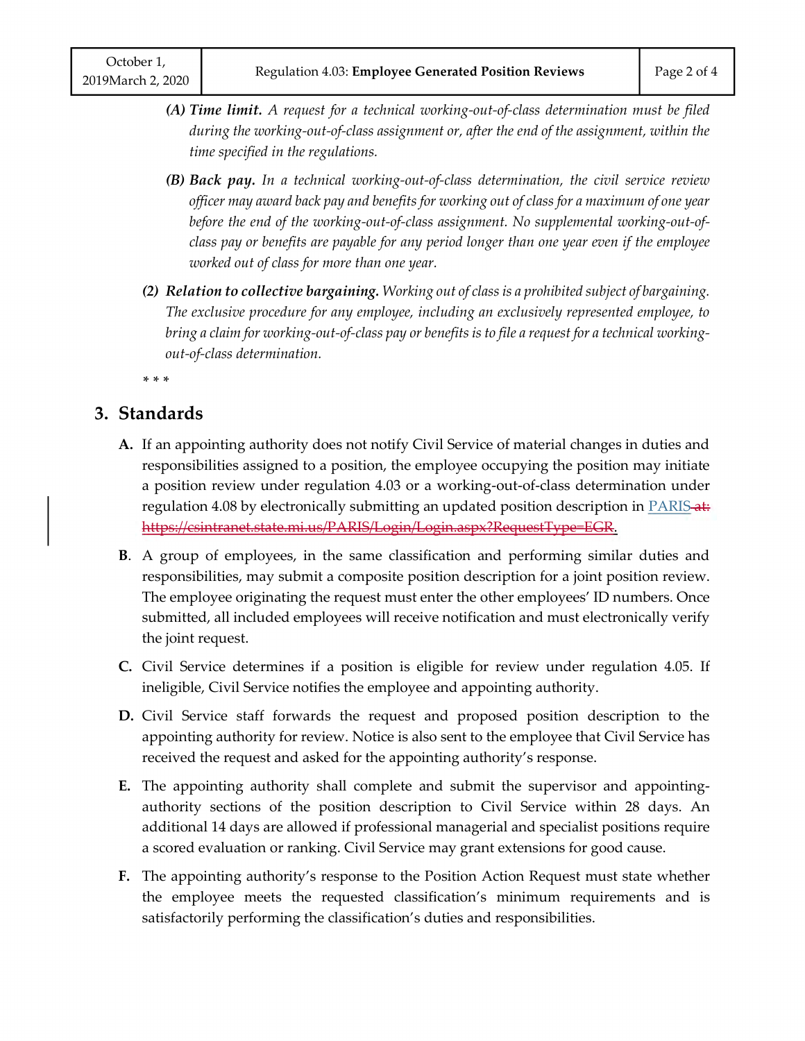*(A)* ***Time limit.*** *A request for a technical working-out-of-class determination must be filed during the working-out-of-class assignment or, after the end of the assignment, within the time specified in the regulations.*

*(B)* ***Back pay.*** *In a technical working-out-of-class determination, the civil service review officer may award back pay and benefits for working out of class for a maximum of one year before the end of the working-out-of-class assignment. No supplemental working-out-of-class pay or benefits are payable for any period longer than one year even if the employee worked out of class for more than one year.*

*(2)* ***Relation to collective bargaining.*** *Working out of class is a prohibited subject of bargaining. The exclusive procedure for any employee, including an exclusively represented employee, to bring a claim for working-out-of-class pay or benefits is to file a request for a technical working-out-of-class determination.*

\* \* \*

## 3. Standards

**A.** If an appointing authority does not notify Civil Service of material changes in duties and responsibilities assigned to a position, the employee occupying the position may initiate a position review under regulation 4.03 or a working-out-of-class determination under regulation 4.08 by electronically submitting an updated position description in PARIS ~~at: https://csintranet.state.mi.us/PARIS/Login/Login.aspx?RequestType=EGR~~.

**B**. A group of employees, in the same classification and performing similar duties and responsibilities, may submit a composite position description for a joint position review. The employee originating the request must enter the other employees' ID numbers. Once submitted, all included employees will receive notification and must electronically verify the joint request.

**C.** Civil Service determines if a position is eligible for review under regulation 4.05. If ineligible, Civil Service notifies the employee and appointing authority.

**D.** Civil Service staff forwards the request and proposed position description to the appointing authority for review. Notice is also sent to the employee that Civil Service has received the request and asked for the appointing authority's response.

**E.** The appointing authority shall complete and submit the supervisor and appointing-authority sections of the position description to Civil Service within 28 days. An additional 14 days are allowed if professional managerial and specialist positions require a scored evaluation or ranking. Civil Service may grant extensions for good cause.

**F.** The appointing authority's response to the Position Action Request must state whether the employee meets the requested classification's minimum requirements and is satisfactorily performing the classification's duties and responsibilities.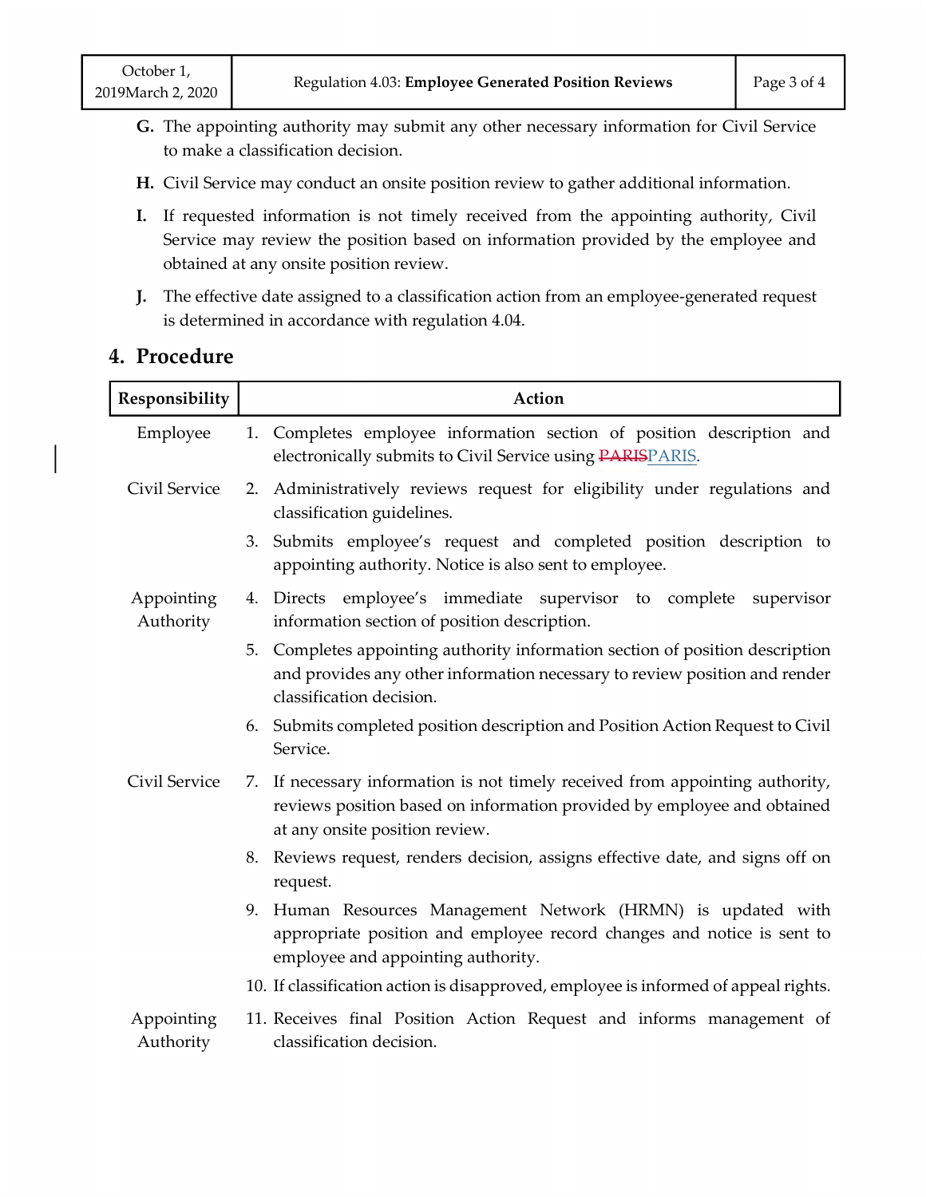G. The appointing authority may submit any other necessary information for Civil Service to make a classification decision.

H. Civil Service may conduct an onsite position review to gather additional information.

I. If requested information is not timely received from the appointing authority, Civil Service may review the position based on information provided by the employee and obtained at any onsite position review.

J. The effective date assigned to a classification action from an employee-generated request is determined in accordance with regulation 4.04.

## 4. Procedure

| Responsibility | Action |
|---|---|
| Employee | 1. Completes employee information section of position description and electronically submits to Civil Service using ~~PARIS~~PARIS. |
| Civil Service | 2. Administratively reviews request for eligibility under regulations and classification guidelines. |
| | 3. Submits employee's request and completed position description to appointing authority. Notice is also sent to employee. |
| Appointing Authority | 4. Directs employee's immediate supervisor to complete supervisor information section of position description. |
| | 5. Completes appointing authority information section of position description and provides any other information necessary to review position and render classification decision. |
| | 6. Submits completed position description and Position Action Request to Civil Service. |
| Civil Service | 7. If necessary information is not timely received from appointing authority, reviews position based on information provided by employee and obtained at any onsite position review. |
| | 8. Reviews request, renders decision, assigns effective date, and signs off on request. |
| | 9. Human Resources Management Network (HRMN) is updated with appropriate position and employee record changes and notice is sent to employee and appointing authority. |
| | 10. If classification action is disapproved, employee is informed of appeal rights. |
| Appointing Authority | 11. Receives final Position Action Request and informs management of classification decision. |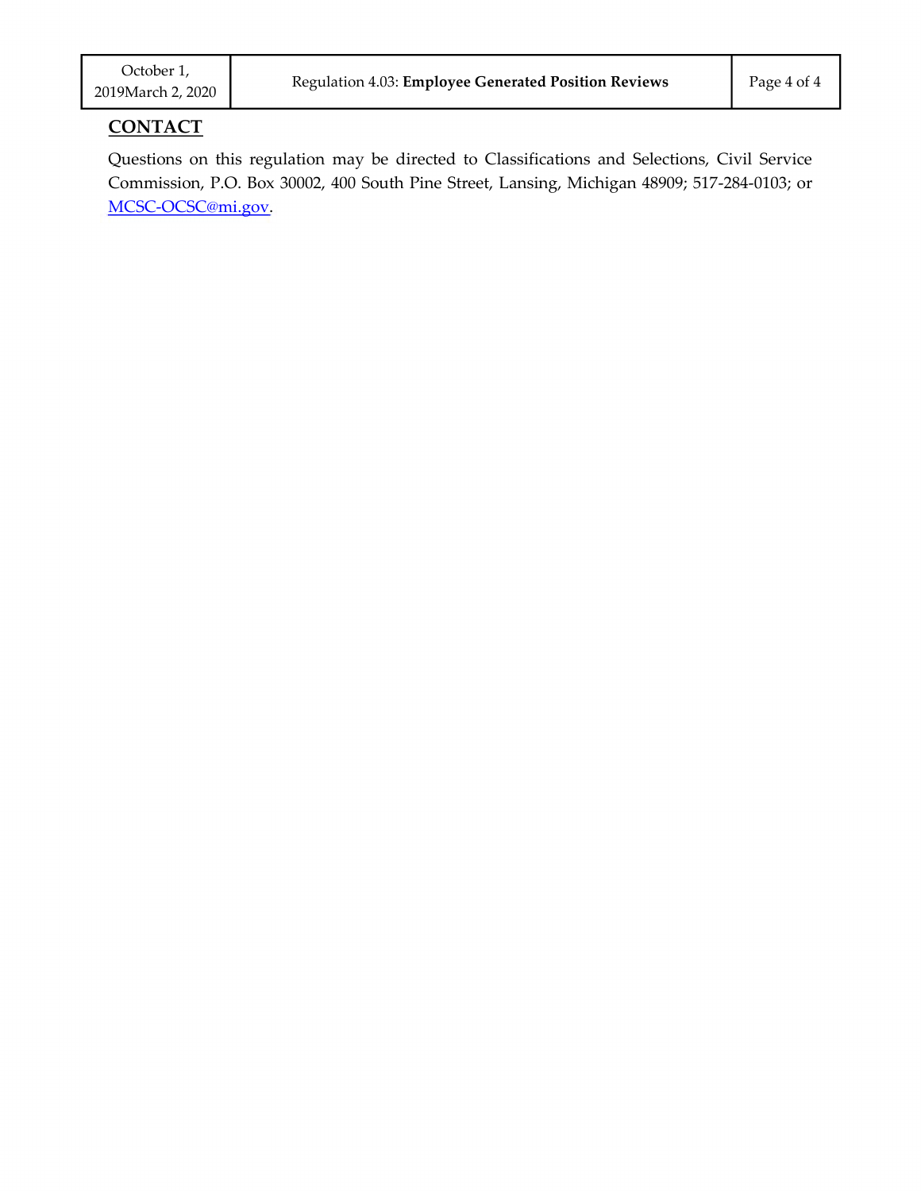## CONTACT

Questions on this regulation may be directed to Classifications and Selections, Civil Service Commission, P.O. Box 30002, 400 South Pine Street, Lansing, Michigan 48909; 517-284-0103; or MCSC-OCSC@mi.gov.